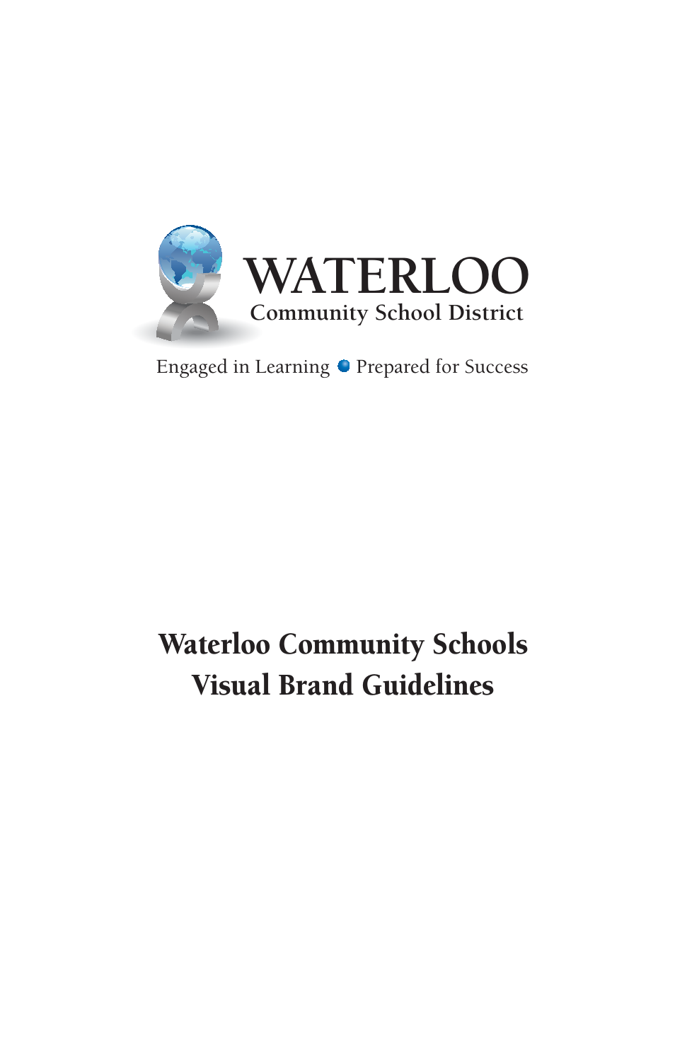WATERLOO
Community School District

Engaged in Learning • Prepared for Success

# Waterloo Community Schools Visual Brand Guidelines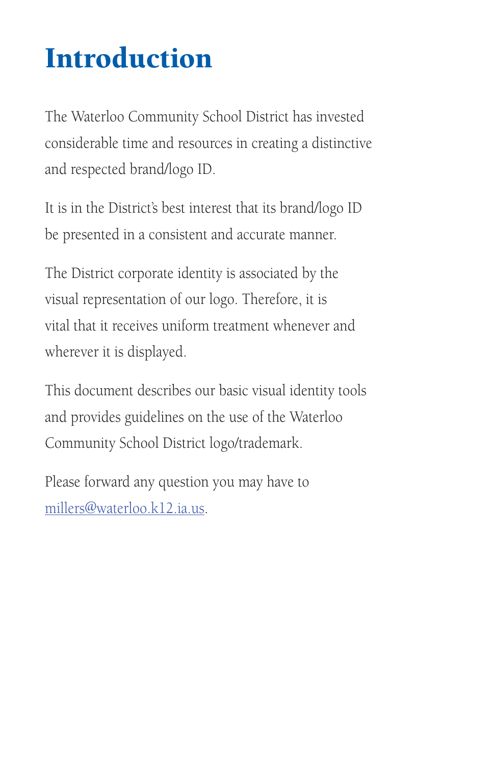# Introduction

The Waterloo Community School District has invested considerable time and resources in creating a distinctive and respected brand/logo ID.

It is in the District's best interest that its brand/logo ID be presented in a consistent and accurate manner.

The District corporate identity is associated by the visual representation of our logo. Therefore, it is vital that it receives uniform treatment whenever and wherever it is displayed.

This document describes our basic visual identity tools and provides guidelines on the use of the Waterloo Community School District logo/trademark.

Please forward any question you may have to millers@waterloo.k12.ia.us.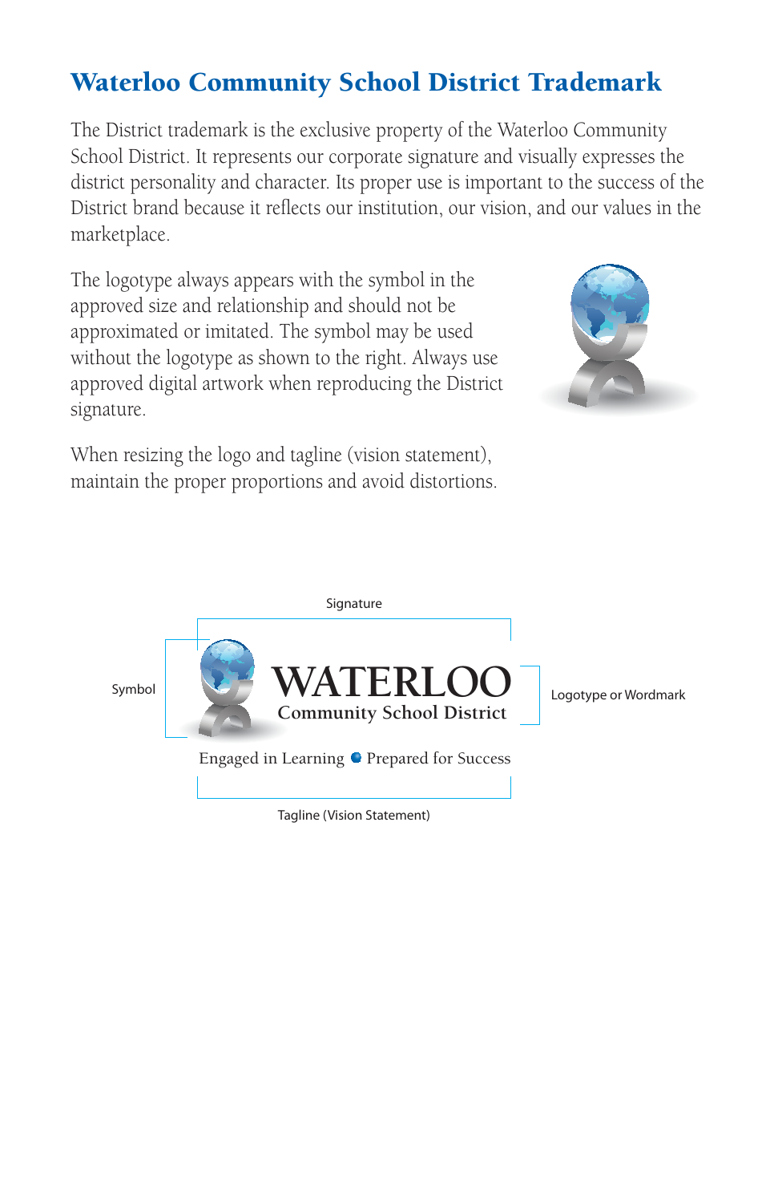# Waterloo Community School District Trademark

The District trademark is the exclusive property of the Waterloo Community School District. It represents our corporate signature and visually expresses the district personality and character. Its proper use is important to the success of the District brand because it reflects our institution, our vision, and our values in the marketplace.

The logotype always appears with the symbol in the approved size and relationship and should not be approximated or imitated. The symbol may be used without the logotype as shown to the right. Always use approved digital artwork when reproducing the District signature.

When resizing the logo and tagline (vision statement), maintain the proper proportions and avoid distortions.

Signature

Symbol

WATERLOO
Community School District

Logotype or Wordmark

Engaged in Learning • Prepared for Success

Tagline (Vision Statement)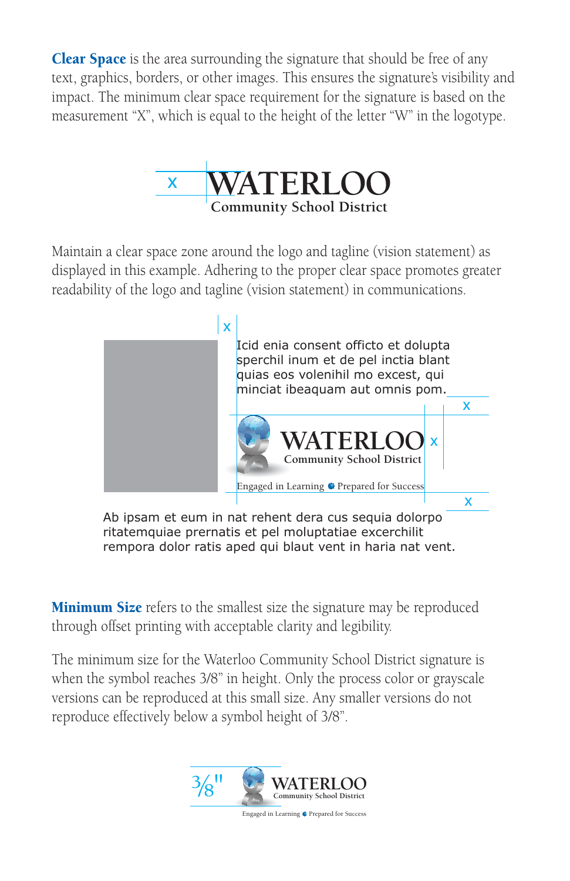**Clear Space** is the area surrounding the signature that should be free of any text, graphics, borders, or other images. This ensures the signature's visibility and impact. The minimum clear space requirement for the signature is based on the measurement "X", which is equal to the height of the letter "W" in the logotype.

x WATERLOO
Community School District

Maintain a clear space zone around the logo and tagline (vision statement) as displayed in this example. Adhering to the proper clear space promotes greater readability of the logo and tagline (vision statement) in communications.

x

Icid enia consent officto et dolupta sperchil inum et de pel inctia blant quias eos volenihil mo excest, qui minciat ibeaquam aut omnis pom.

x

WATERLOO x
Community School District

Engaged in Learning • Prepared for Success

x

Ab ipsam et eum in nat rehent dera cus sequia dolorpo ritatemquiae prernatis et pel moluptatiae excerchilit rempora dolor ratis aped qui blaut vent in haria nat vent.

**Minimum Size** refers to the smallest size the signature may be reproduced through offset printing with acceptable clarity and legibility.

The minimum size for the Waterloo Community School District signature is when the symbol reaches 3/8" in height. Only the process color or grayscale versions can be reproduced at this small size. Any smaller versions do not reproduce effectively below a symbol height of 3/8".

3/8" WATERLOO
Community School District
Engaged in Learning • Prepared for Success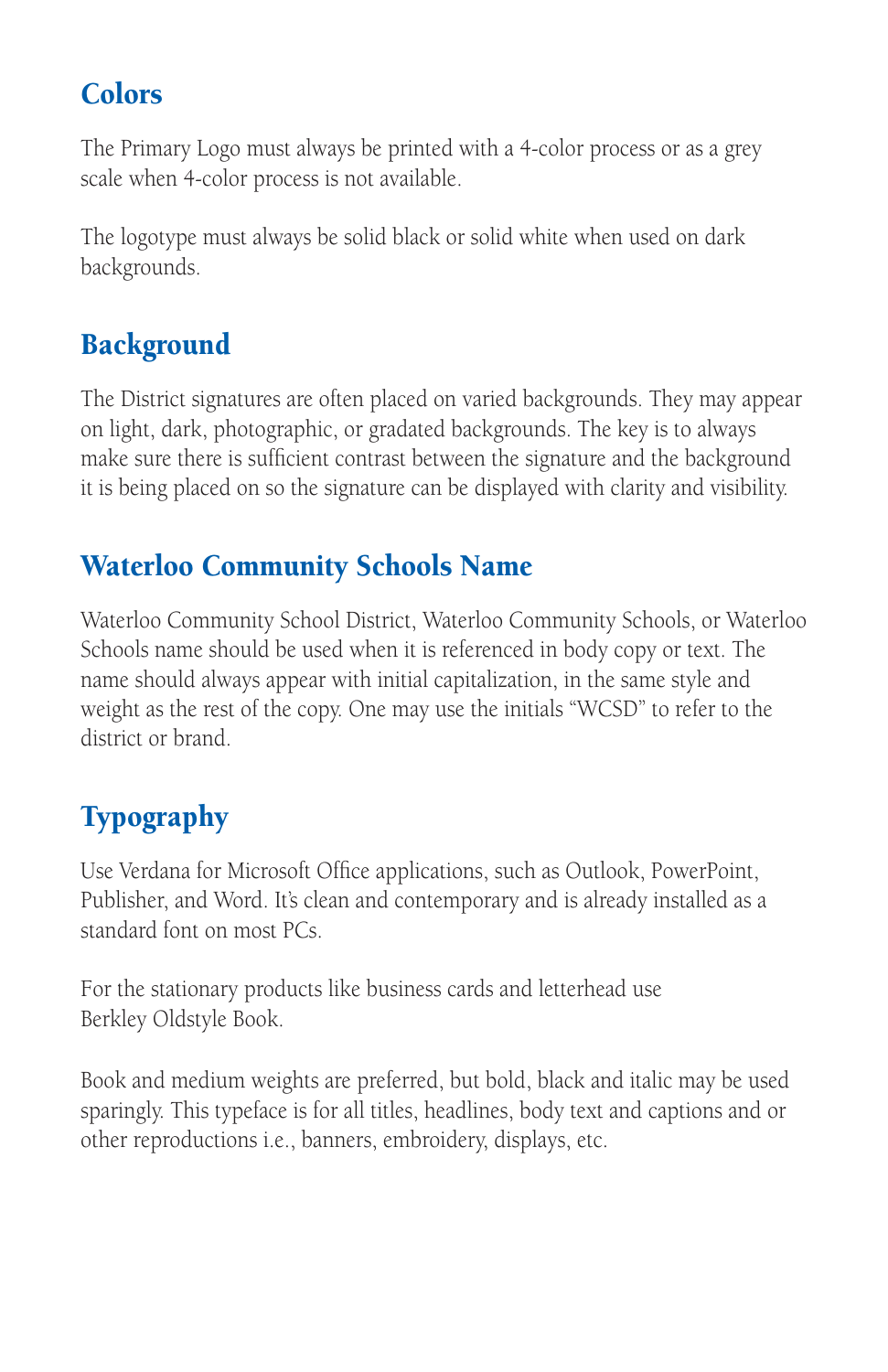## Colors

The Primary Logo must always be printed with a 4-color process or as a grey scale when 4-color process is not available.

The logotype must always be solid black or solid white when used on dark backgrounds.

## Background

The District signatures are often placed on varied backgrounds. They may appear on light, dark, photographic, or gradated backgrounds. The key is to always make sure there is sufficient contrast between the signature and the background it is being placed on so the signature can be displayed with clarity and visibility.

## Waterloo Community Schools Name

Waterloo Community School District, Waterloo Community Schools, or Waterloo Schools name should be used when it is referenced in body copy or text. The name should always appear with initial capitalization, in the same style and weight as the rest of the copy. One may use the initials "WCSD" to refer to the district or brand.

## Typography

Use Verdana for Microsoft Office applications, such as Outlook, PowerPoint, Publisher, and Word. It's clean and contemporary and is already installed as a standard font on most PCs.

For the stationary products like business cards and letterhead use Berkley Oldstyle Book.

Book and medium weights are preferred, but bold, black and italic may be used sparingly. This typeface is for all titles, headlines, body text and captions and or other reproductions i.e., banners, embroidery, displays, etc.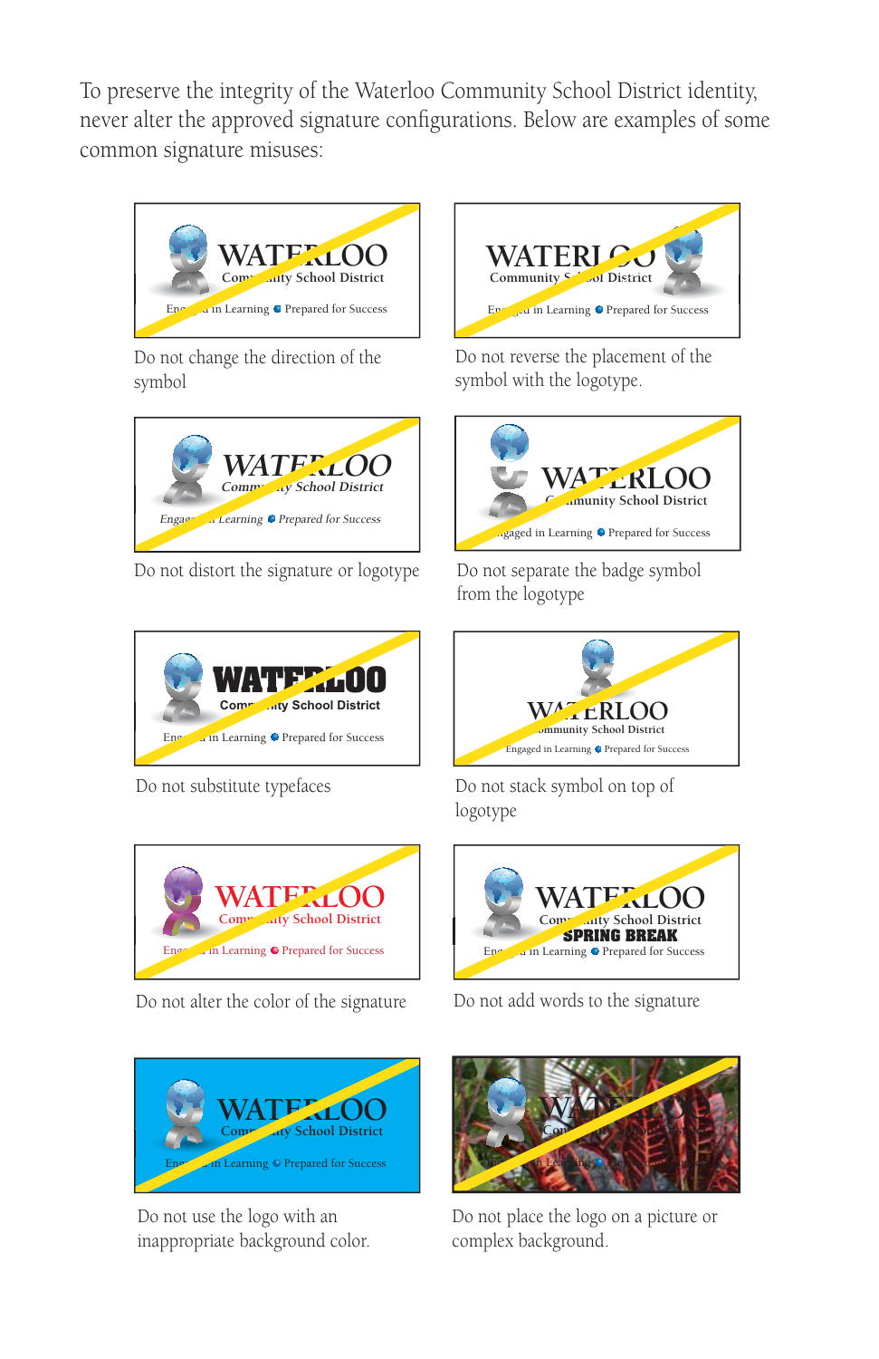To preserve the integrity of the Waterloo Community School District identity, never alter the approved signature configurations. Below are examples of some common signature misuses:

Do not change the direction of the symbol

Do not reverse the placement of the symbol with the logotype.

Do not distort the signature or logotype

Do not separate the badge symbol from the logotype

Do not substitute typefaces

Do not stack symbol on top of logotype

Do not alter the color of the signature

Do not add words to the signature

Do not use the logo with an inappropriate background color.

Do not place the logo on a picture or complex background.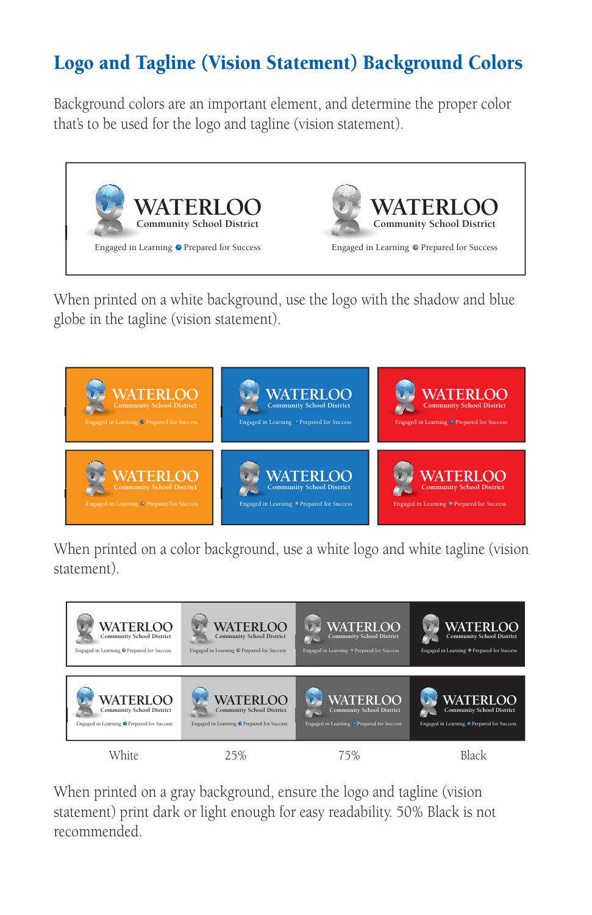# Logo and Tagline (Vision Statement) Background Colors

Background colors are an important element, and determine the proper color that's to be used for the logo and tagline (vision statement).

WATERLOO
Community School District
Engaged in Learning • Prepared for Success

WATERLOO
Community School District
Engaged in Learning • Prepared for Success

When printed on a white background, use the logo with the shadow and blue globe in the tagline (vision statement).

When printed on a color background, use a white logo and white tagline (vision statement).

White | 25% | 75% | Black

When printed on a gray background, ensure the logo and tagline (vision statement) print dark or light enough for easy readability. 50% Black is not recommended.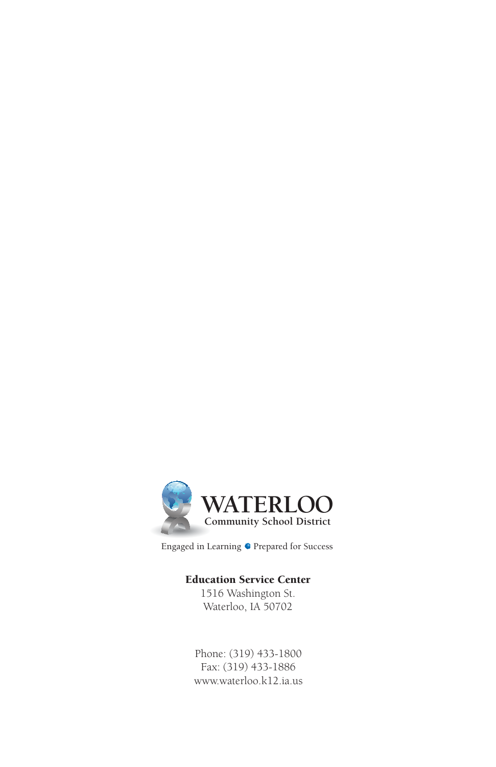**WATERLOO**
**Community School District**

Engaged in Learning • Prepared for Success

**Education Service Center**
1516 Washington St.
Waterloo, IA 50702

Phone: (319) 433-1800
Fax: (319) 433-1886
www.waterloo.k12.ia.us